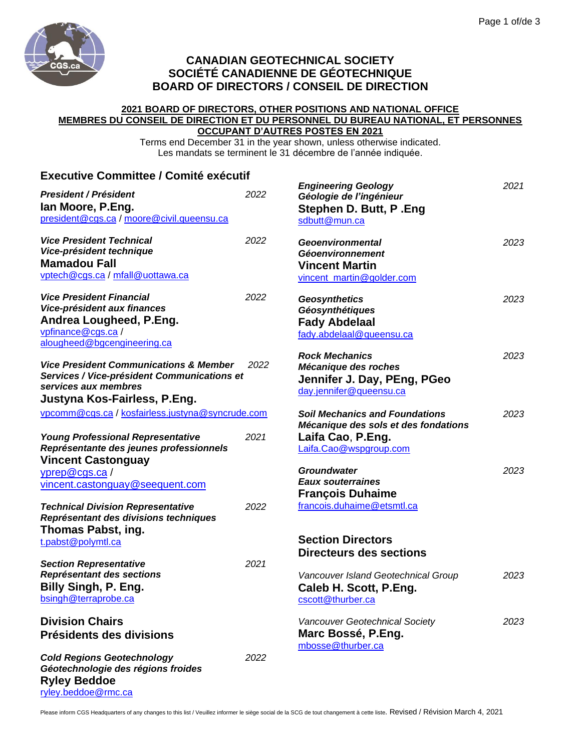# CANADIAN GEOTECHNICAL SOCIETY
# SOCIÉTÉ CANADIENNE DE GÉOTECHNIQUE
# BOARD OF DIRECTORS / CONSEIL DE DIRECTION

**2021 BOARD OF DIRECTORS, OTHER POSITIONS AND NATIONAL OFFICE**
**MEMBRES DU CONSEIL DE DIRECTION ET DU PERSONNEL DU BUREAU NATIONAL, ET PERSONNES OCCUPANT D'AUTRES POSTES EN 2021**

Terms end December 31 in the year shown, unless otherwise indicated.
Les mandats se terminent le 31 décembre de l'année indiquée.

## Executive Committee / Comité exécutif

***President / Président*** — 2022
**Ian Moore, P.Eng.**
president@cgs.ca / moore@civil.queensu.ca

***Vice President Technical / Vice-président technique*** — 2022
**Mamadou Fall**
vptech@cgs.ca / mfall@uottawa.ca

***Vice President Financial / Vice-président aux finances*** — 2022
**Andrea Lougheed, P.Eng.**
vpfinance@cgs.ca / alougheed@bgcengineering.ca

***Vice President Communications & Member Services / Vice-président Communications et services aux membres*** — 2022
**Justyna Kos-Fairless, P.Eng.**
vpcomm@cgs.ca / kosfairless.justyna@syncrude.com

***Young Professional Representative / Représentante des jeunes professionnels*** — 2021
**Vincent Castonguay**
yprep@cgs.ca / vincent.castonguay@seequent.com

***Technical Division Representative / Représentant des divisions techniques*** — 2022
**Thomas Pabst, ing.**
t.pabst@polymtl.ca

***Section Representative / Représentant des sections*** — 2021
**Billy Singh, P. Eng.**
bsingh@terraprobe.ca

## Division Chairs / Présidents des divisions

***Cold Regions Geotechnology / Géotechnologie des régions froides*** — 2022
**Ryley Beddoe**
ryley.beddoe@rmc.ca

***Engineering Geology / Géologie de l'ingénieur*** — 2021
**Stephen D. Butt, P .Eng**
sdbutt@mun.ca

***Geoenvironmental / Géoenvironnement*** — 2023
**Vincent Martin**
vincent_martin@golder.com

***Geosynthetics / Géosynthétiques*** — 2023
**Fady Abdelaal**
fady.abdelaal@queensu.ca

***Rock Mechanics / Mécanique des roches*** — 2023
**Jennifer J. Day, PEng, PGeo**
day.jennifer@queensu.ca

***Soil Mechanics and Foundations / Mécanique des sols et des fondations*** — 2023
**Laifa Cao, P.Eng.**
Laifa.Cao@wspgroup.com

***Groundwater / Eaux souterraines*** — 2023
**François Duhaime**
francois.duhaime@etsmtl.ca

## Section Directors / Directeurs des sections

*Vancouver Island Geotechnical Group* — 2023
**Caleb H. Scott, P.Eng.**
cscott@thurber.ca

*Vancouver Geotechnical Society* — 2023
**Marc Bossé, P.Eng.**
mbosse@thurber.ca

Please inform CGS Headquarters of any changes to this list / Veuillez informer le siège social de la SCG de tout changement à cette liste. Revised / Révision March 4, 2021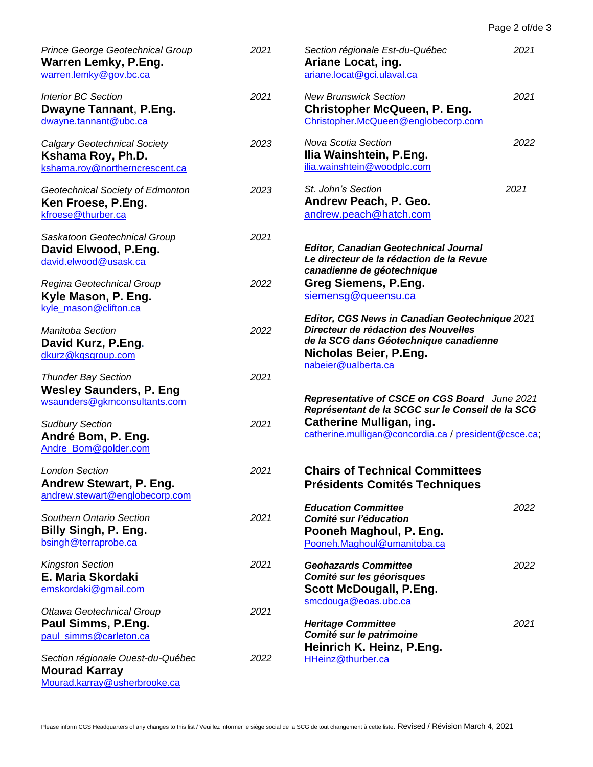*Prince George Geotechnical Group* 2021
**Warren Lemky, P.Eng.**
warren.lemky@gov.bc.ca

*Interior BC Section* 2021
**Dwayne Tannant, P.Eng.**
dwayne.tannant@ubc.ca

*Calgary Geotechnical Society* 2023
**Kshama Roy, Ph.D.**
kshama.roy@northerncrescent.ca

*Geotechnical Society of Edmonton* 2023
**Ken Froese, P.Eng.**
kfroese@thurber.ca

*Saskatoon Geotechnical Group* 2021
**David Elwood, P.Eng.**
david.elwood@usask.ca

*Regina Geotechnical Group* 2022
**Kyle Mason, P. Eng.**
kyle_mason@clifton.ca

*Manitoba Section* 2022
**David Kurz, P.Eng.**
dkurz@kgsgroup.com

*Thunder Bay Section* 2021
**Wesley Saunders, P. Eng**
wsaunders@gkmconsultants.com

*Sudbury Section* 2021
**André Bom, P. Eng.**
Andre_Bom@golder.com

*London Section* 2021
**Andrew Stewart, P. Eng.**
andrew.stewart@englobecorp.com

*Southern Ontario Section* 2021
**Billy Singh, P. Eng.**
bsingh@terraprobe.ca

*Kingston Section* 2021
**E. Maria Skordaki**
emskordaki@gmail.com

*Ottawa Geotechnical Group* 2021
**Paul Simms, P.Eng.**
paul_simms@carleton.ca

*Section régionale Ouest-du-Québec* 2022
**Mourad Karray**
Mourad.karray@usherbrooke.ca

*Section régionale Est-du-Québec* 2021
**Ariane Locat, ing.**
ariane.locat@gci.ulaval.ca

*New Brunswick Section* 2021
**Christopher McQueen, P. Eng.**
Christopher.McQueen@englobecorp.com

*Nova Scotia Section* 2022
**Ilia Wainshtein, P.Eng.**
ilia.wainshtein@woodplc.com

*St. John's Section* 2021
**Andrew Peach, P. Geo.**
andrew.peach@hatch.com

***Editor, Canadian Geotechnical Journal***
***Le directeur de la rédaction de la Revue canadienne de géotechnique***
**Greg Siemens, P.Eng.**
siemensg@queensu.ca

***Editor, CGS News in Canadian Geotechnique*** *2021*
***Directeur de rédaction des Nouvelles de la SCG dans Géotechnique canadienne***
**Nicholas Beier, P.Eng.**
nabeier@ualberta.ca

***Representative of CSCE on CGS Board*** *June 2021*
***Représentant de la SCGC sur le Conseil de la SCG***
**Catherine Mulligan, ing.**
catherine.mulligan@concordia.ca / president@csce.ca;

## Chairs of Technical Committees
## Présidents Comités Techniques

***Education Committee*** 2022
***Comité sur l'éducation***
**Pooneh Maghoul, P. Eng.**
Pooneh.Maghoul@umanitoba.ca

***Geohazards Committee*** 2022
***Comité sur les géorisques***
**Scott McDougall, P.Eng.**
smcdouga@eoas.ubc.ca

***Heritage Committee*** 2021
***Comité sur le patrimoine***
**Heinrich K. Heinz, P.Eng.**
HHeinz@thurber.ca

Please inform CGS Headquarters of any changes to this list / Veuillez informer le siège social de la SCG de tout changement à cette liste. Revised / Révision March 4, 2021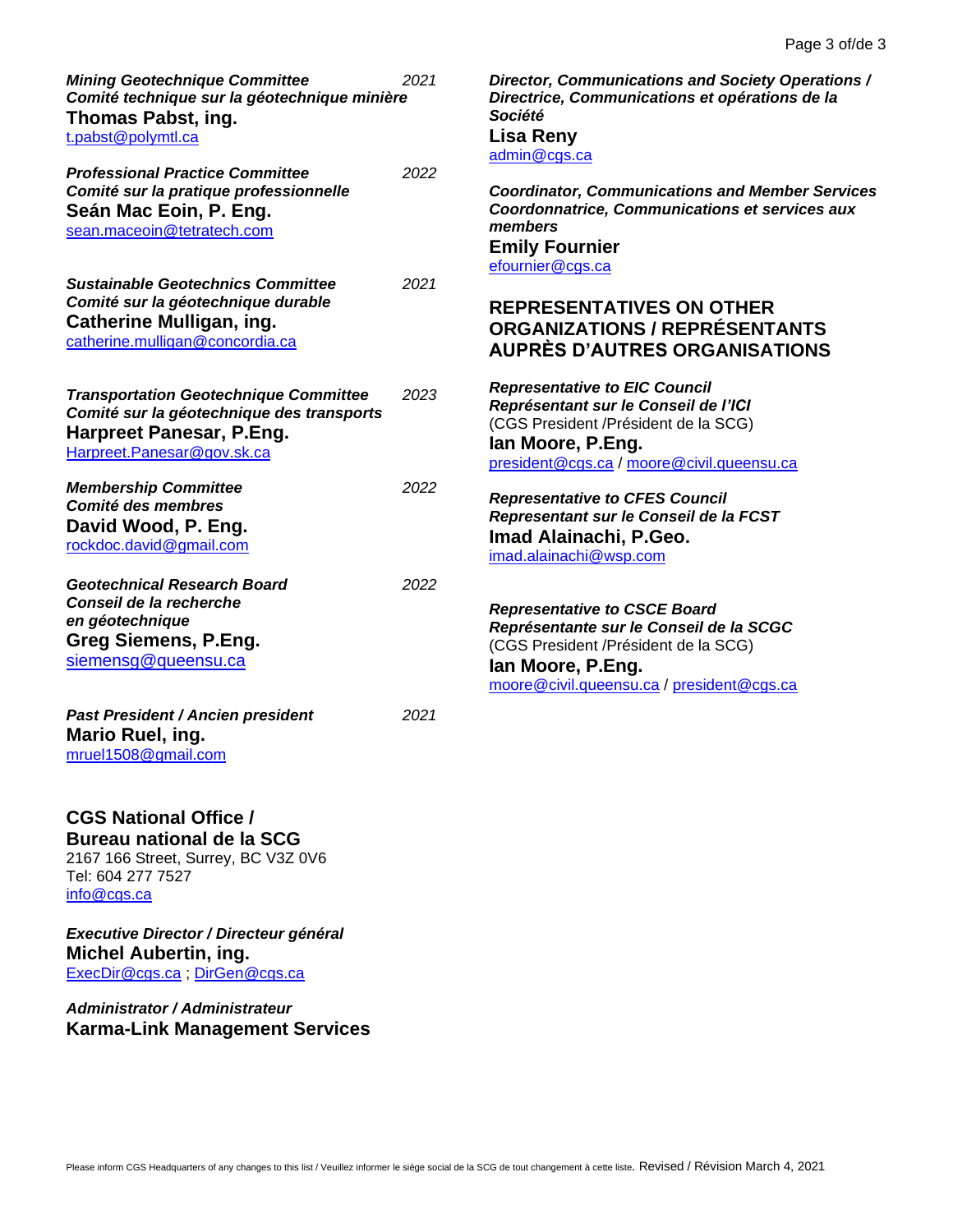***Mining Geotechnique Committee*** *2021*
***Comité technique sur la géotechnique minière***
**Thomas Pabst, ing.**
t.pabst@polymtl.ca

***Professional Practice Committee*** *2022*
***Comité sur la pratique professionnelle***
**Seán Mac Eoin, P. Eng.**
sean.maceoin@tetratech.com

***Sustainable Geotechnical Committee*** *2021*
***Comité sur la géotechnique durable***
**Catherine Mulligan, ing.**
catherine.mulligan@concordia.ca

***Transportation Geotechnique Committee*** *2023*
***Comité sur la géotechnique des transports***
**Harpreet Panesar, P.Eng.**
Harpreet.Panesar@gov.sk.ca

***Membership Committee*** *2022*
***Comité des membres***
**David Wood, P. Eng.**
rockdoc.david@gmail.com

***Geotechnical Research Board*** *2022*
***Conseil de la recherche en géotechnique***
**Greg Siemens, P.Eng.**
siemensg@queensu.ca

***Past President / Ancien president*** *2021*
**Mario Ruel, ing.**
mruel1508@gmail.com

## CGS National Office / Bureau national de la SCG

2167 166 Street, Surrey, BC V3Z 0V6
Tel: 604 277 7527
info@cgs.ca

***Executive Director / Directeur général***
**Michel Aubertin, ing.**
ExecDir@cgs.ca ; DirGen@cgs.ca

***Administrator / Administrateur***
**Karma-Link Management Services**

***Director, Communications and Society Operations / Directrice, Communications et opérations de la Société***
**Lisa Reny**
admin@cgs.ca

***Coordinator, Communications and Member Services Coordonnatrice, Communications et services aux members***
**Emily Fournier**
efournier@cgs.ca

## REPRESENTATIVES ON OTHER ORGANIZATIONS / REPRÉSENTANTS AUPRÈS D'AUTRES ORGANISATIONS

***Representative to EIC Council***
***Représentant sur le Conseil de l'ICI***
(CGS President /Président de la SCG)
**Ian Moore, P.Eng.**
president@cgs.ca / moore@civil.queensu.ca

***Representative to CFES Council***
***Representant sur le Conseil de la FCST***
**Imad Alainachi, P.Geo.**
imad.alainachi@wsp.com

***Representative to CSCE Board***
***Représentante sur le Conseil de la SCGC***
(CGS President /Président de la SCG)
**Ian Moore, P.Eng.**
moore@civil.queensu.ca / president@cgs.ca

Please inform CGS Headquarters of any changes to this list / Veuillez informer le siège social de la SCG de tout changement à cette liste. Revised / Révision March 4, 2021